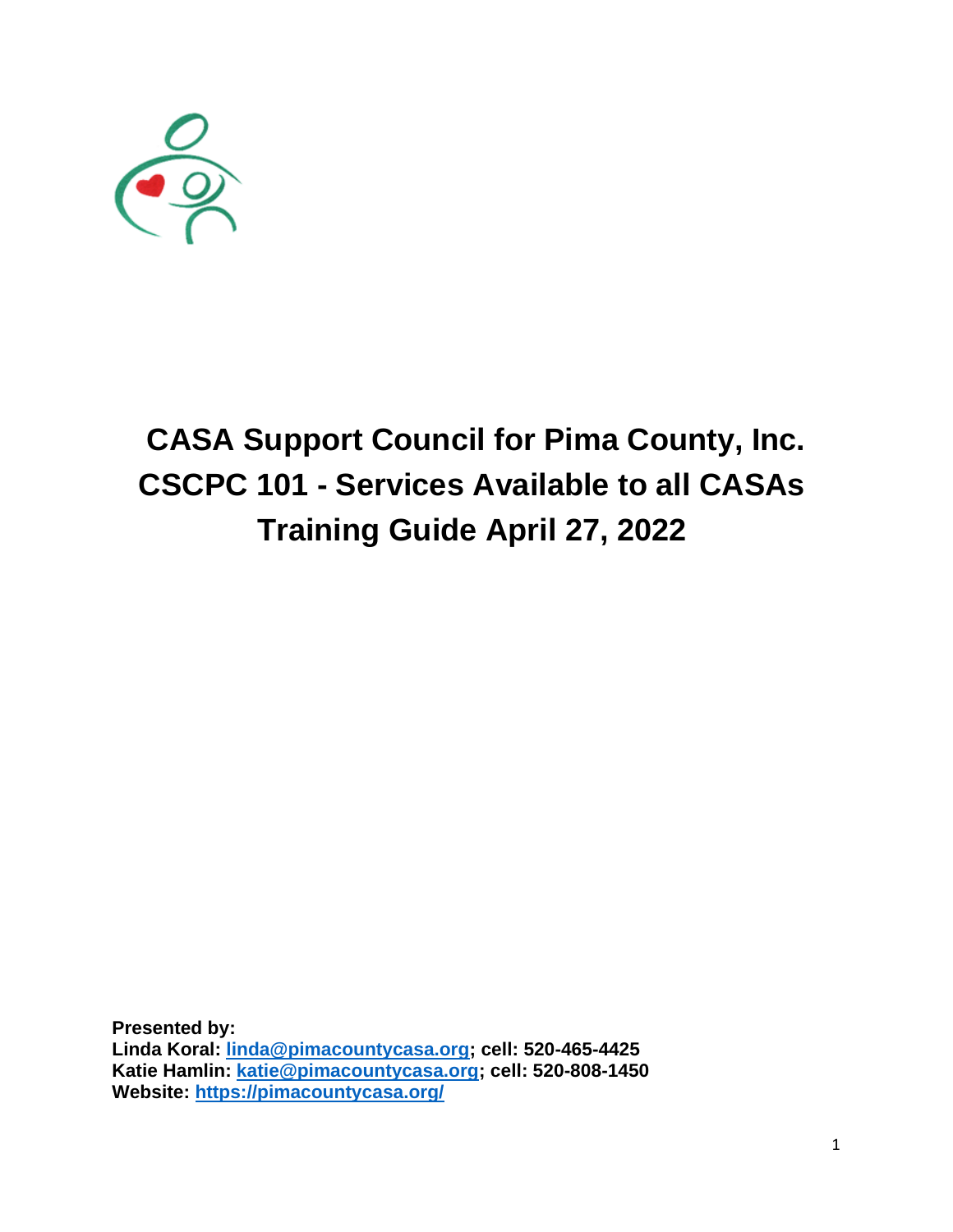# CASA Support Council for Pima County, Inc.
# CSCPC 101 - Services Available to all CASAs
# Training Guide April 27, 2022

**Presented by:**
**Linda Koral: [linda@pimacountycasa.org](mailto:linda@pimacountycasa.org); cell: 520-465-4425**
**Katie Hamlin: [katie@pimacountycasa.org](mailto:katie@pimacountycasa.org); cell: 520-808-1450**
**Website: [https://pimacountycasa.org/](https://pimacountycasa.org/)**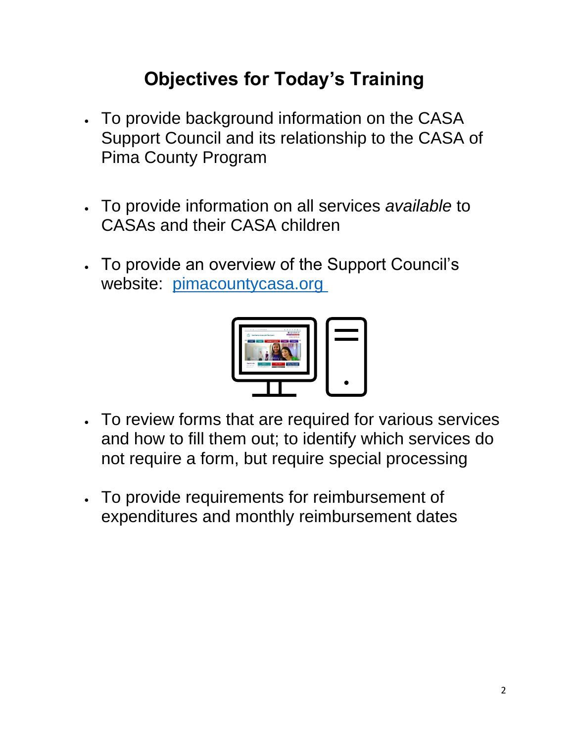# Objectives for Today's Training

- To provide background information on the CASA Support Council and its relationship to the CASA of Pima County Program

- To provide information on all services *available* to CASAs and their CASA children

- To provide an overview of the Support Council's website: [pimacountycasa.org](pimacountycasa.org)

- To review forms that are required for various services and how to fill them out; to identify which services do not require a form, but require special processing

- To provide requirements for reimbursement of expenditures and monthly reimbursement dates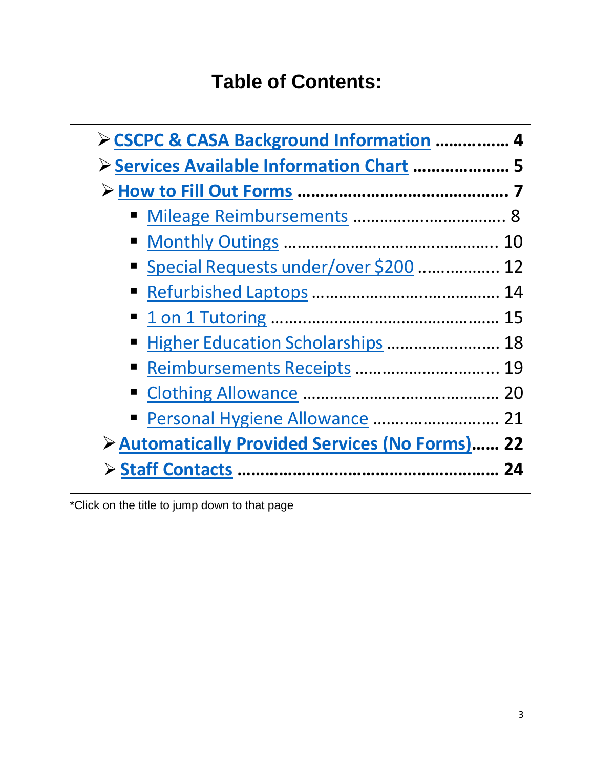# Table of Contents:

- **CSCPC & CASA Background Information ............... 4**
- **Services Available Information Chart .................... 5**
- **How to Fill Out Forms ............................................ 7**
  - Mileage Reimbursements ................................ 8
  - Monthly Outings ............................................. 10
  - Special Requests under/over $200 .................. 12
  - Refurbished Laptops ........................................ 14
  - 1 on 1 Tutoring ................................................ 15
  - Higher Education Scholarships ......................... 18
  - Reimbursements Receipts ................................ 19
  - Clothing Allowance ......................................... 20
  - Personal Hygiene Allowance ............................ 21
- **Automatically Provided Services (No Forms)...... 22**
- **Staff Contacts ....................................................... 24**

*Click on the title to jump down to that page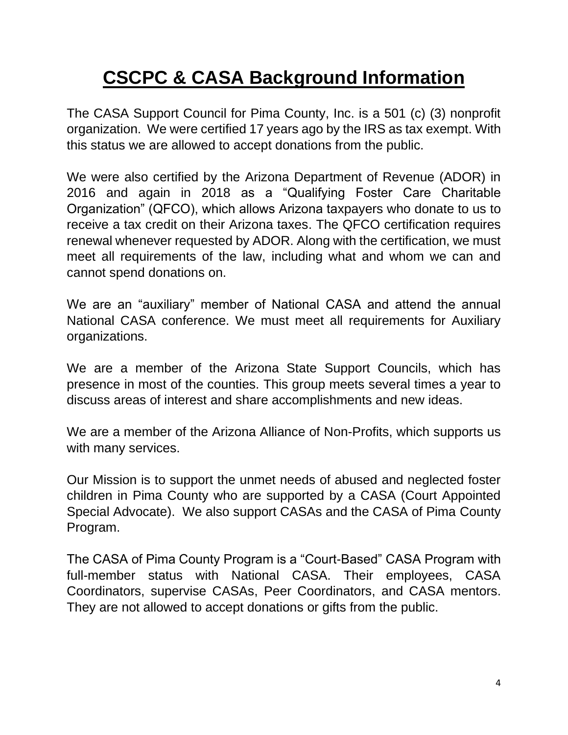# CSCPC & CASA Background Information

The CASA Support Council for Pima County, Inc. is a 501 (c) (3) nonprofit organization. We were certified 17 years ago by the IRS as tax exempt. With this status we are allowed to accept donations from the public.

We were also certified by the Arizona Department of Revenue (ADOR) in 2016 and again in 2018 as a "Qualifying Foster Care Charitable Organization" (QFCO), which allows Arizona taxpayers who donate to us to receive a tax credit on their Arizona taxes. The QFCO certification requires renewal whenever requested by ADOR. Along with the certification, we must meet all requirements of the law, including what and whom we can and cannot spend donations on.

We are an "auxiliary" member of National CASA and attend the annual National CASA conference. We must meet all requirements for Auxiliary organizations.

We are a member of the Arizona State Support Councils, which has presence in most of the counties. This group meets several times a year to discuss areas of interest and share accomplishments and new ideas.

We are a member of the Arizona Alliance of Non-Profits, which supports us with many services.

Our Mission is to support the unmet needs of abused and neglected foster children in Pima County who are supported by a CASA (Court Appointed Special Advocate). We also support CASAs and the CASA of Pima County Program.

The CASA of Pima County Program is a "Court-Based" CASA Program with full-member status with National CASA. Their employees, CASA Coordinators, supervise CASAs, Peer Coordinators, and CASA mentors. They are not allowed to accept donations or gifts from the public.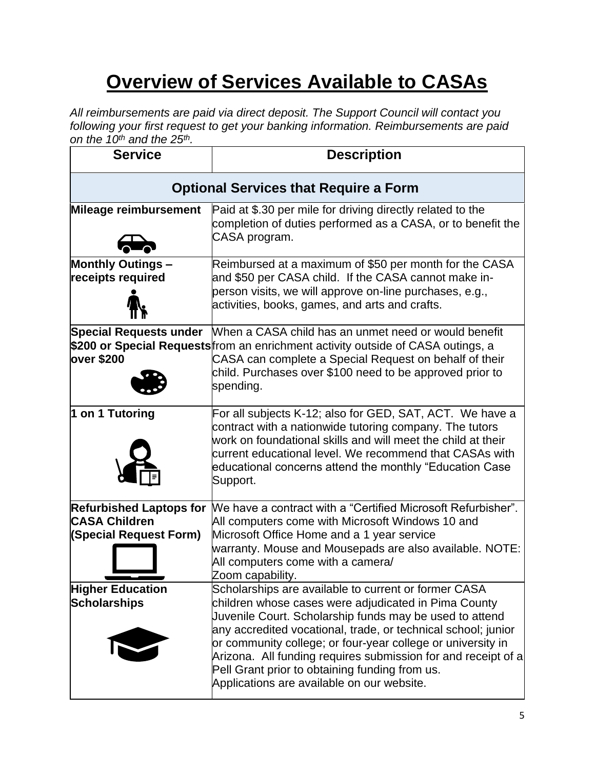# Overview of Services Available to CASAs

*All reimbursements are paid via direct deposit. The Support Council will contact you following your first request to get your banking information. Reimbursements are paid on the 10th and the 25th.*

| Service | Description |
|---|---|
| **Optional Services that Require a Form** | |
| **Mileage reimbursement** | Paid at $.30 per mile for driving directly related to the completion of duties performed as a CASA, or to benefit the CASA program. |
| **Monthly Outings – receipts required** | Reimbursed at a maximum of $50 per month for the CASA and $50 per CASA child. If the CASA cannot make in-person visits, we will approve on-line purchases, e.g., activities, books, games, and arts and crafts. |
| **Special Requests under $200 or Special Requests over $200** | When a CASA child has an unmet need or would benefit from an enrichment activity outside of CASA outings, a CASA can complete a Special Request on behalf of their child. Purchases over $100 need to be approved prior to spending. |
| **1 on 1 Tutoring** | For all subjects K-12; also for GED, SAT, ACT. We have a contract with a nationwide tutoring company. The tutors work on foundational skills and will meet the child at their current educational level. We recommend that CASAs with educational concerns attend the monthly "Education Case Support. |
| **Refurbished Laptops for CASA Children (Special Request Form)** | We have a contract with a "Certified Microsoft Refurbisher". All computers come with Microsoft Windows 10 and Microsoft Office Home and a 1 year service warranty. Mouse and Mousepads are also available. NOTE: All computers come with a camera/ Zoom capability. |
| **Higher Education Scholarships** | Scholarships are available to current or former CASA children whose cases were adjudicated in Pima County Juvenile Court. Scholarship funds may be used to attend any accredited vocational, trade, or technical school; junior or community college; or four-year college or university in Arizona. All funding requires submission for and receipt of a Pell Grant prior to obtaining funding from us. Applications are available on our website. |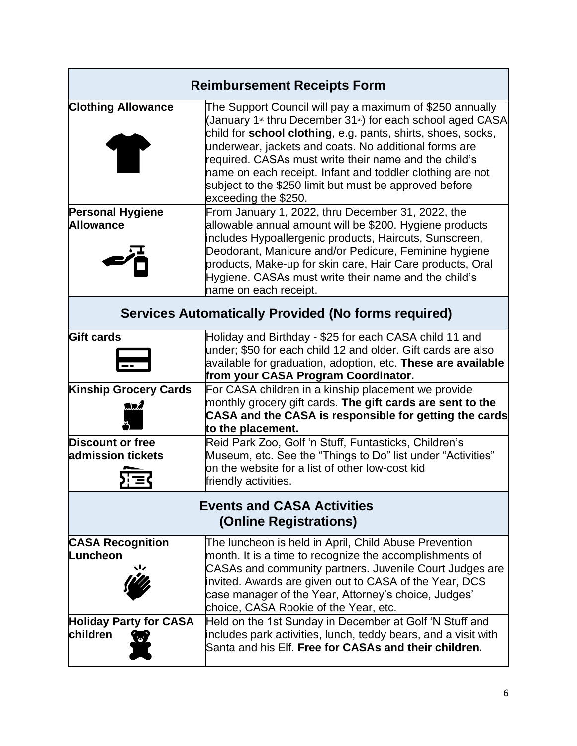| Reimbursement Receipts Form | |
|---|---|
| **Clothing Allowance** | The Support Council will pay a maximum of $250 annually (January 1st thru December 31st) for each school aged CASA child for **school clothing**, e.g. pants, shirts, shoes, socks, underwear, jackets and coats. No additional forms are required. CASAs must write their name and the child's name on each receipt. Infant and toddler clothing are not subject to the $250 limit but must be approved before exceeding the $250. |
| **Personal Hygiene Allowance** | From January 1, 2022, thru December 31, 2022, the allowable annual amount will be $200. Hygiene products includes Hypoallergenic products, Haircuts, Sunscreen, Deodorant, Manicure and/or Pedicure, Feminine hygiene products, Make-up for skin care, Hair Care products, Oral Hygiene. CASAs must write their name and the child's name on each receipt. |
| **Services Automatically Provided (No forms required)** | |
| **Gift cards** | Holiday and Birthday - $25 for each CASA child 11 and under; $50 for each child 12 and older. Gift cards are also available for graduation, adoption, etc. **These are available from your CASA Program Coordinator.** |
| **Kinship Grocery Cards** | For CASA children in a kinship placement we provide monthly grocery gift cards. **The gift cards are sent to the CASA and the CASA is responsible for getting the cards to the placement.** |
| **Discount or free admission tickets** | Reid Park Zoo, Golf 'n Stuff, Funtasticks, Children's Museum, etc. See the "Things to Do" list under "Activities" on the website for a list of other low-cost kid friendly activities. |
| **Events and CASA Activities (Online Registrations)** | |
| **CASA Recognition Luncheon** | The luncheon is held in April, Child Abuse Prevention month. It is a time to recognize the accomplishments of CASAs and community partners. Juvenile Court Judges are invited. Awards are given out to CASA of the Year, DCS case manager of the Year, Attorney's choice, Judges' choice, CASA Rookie of the Year, etc. |
| **Holiday Party for CASA children** | Held on the 1st Sunday in December at Golf 'N Stuff and includes park activities, lunch, teddy bears, and a visit with Santa and his Elf. **Free for CASAs and their children.** |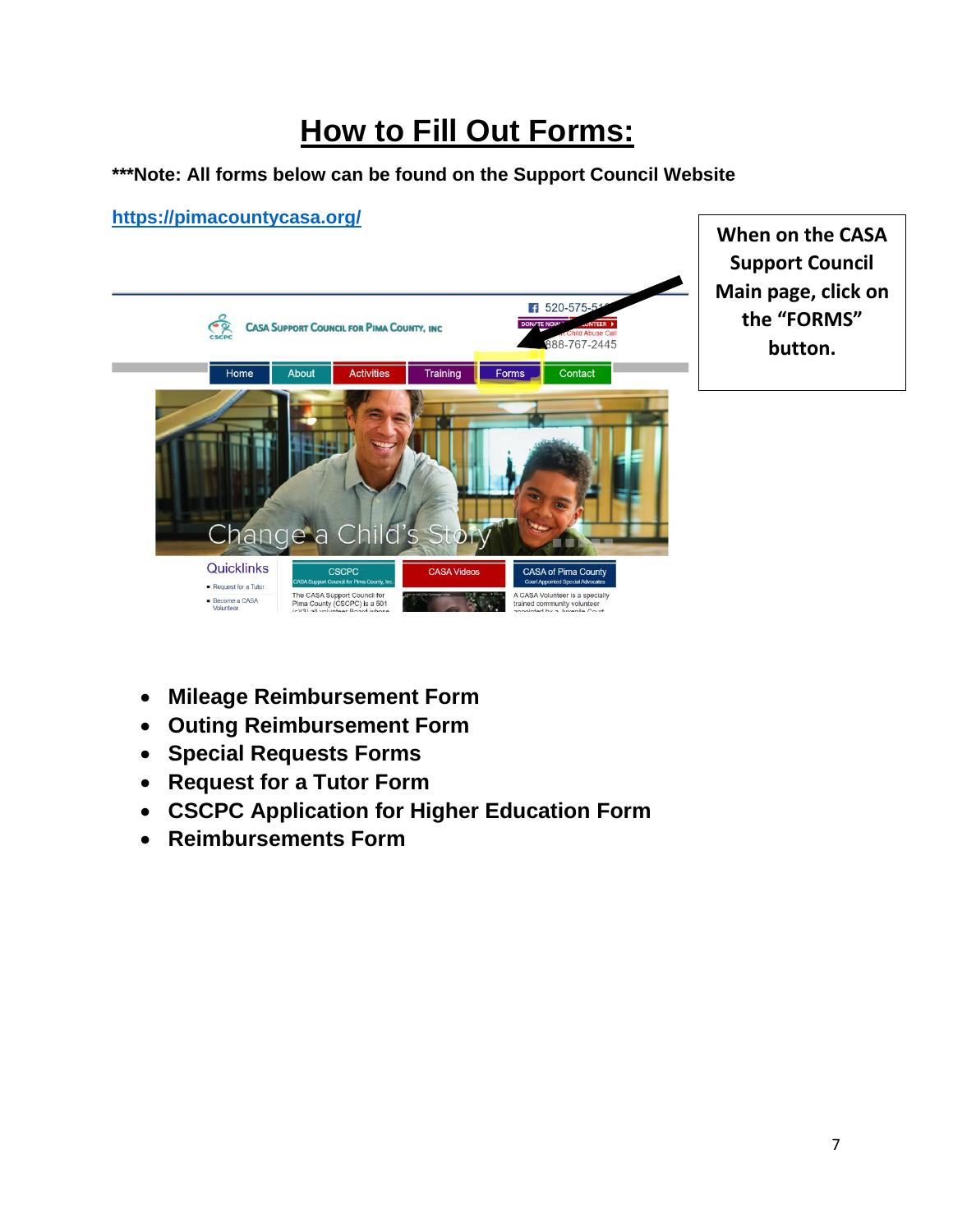# How to Fill Out Forms:

**\*\*\*Note: All forms below can be found on the Support Council Website**

**https://pimacountycasa.org/**

**When on the CASA Support Council Main page, click on the "FORMS" button.**

- **Mileage Reimbursement Form**
- **Outing Reimbursement Form**
- **Special Requests Forms**
- **Request for a Tutor Form**
- **CSCPC Application for Higher Education Form**
- **Reimbursements Form**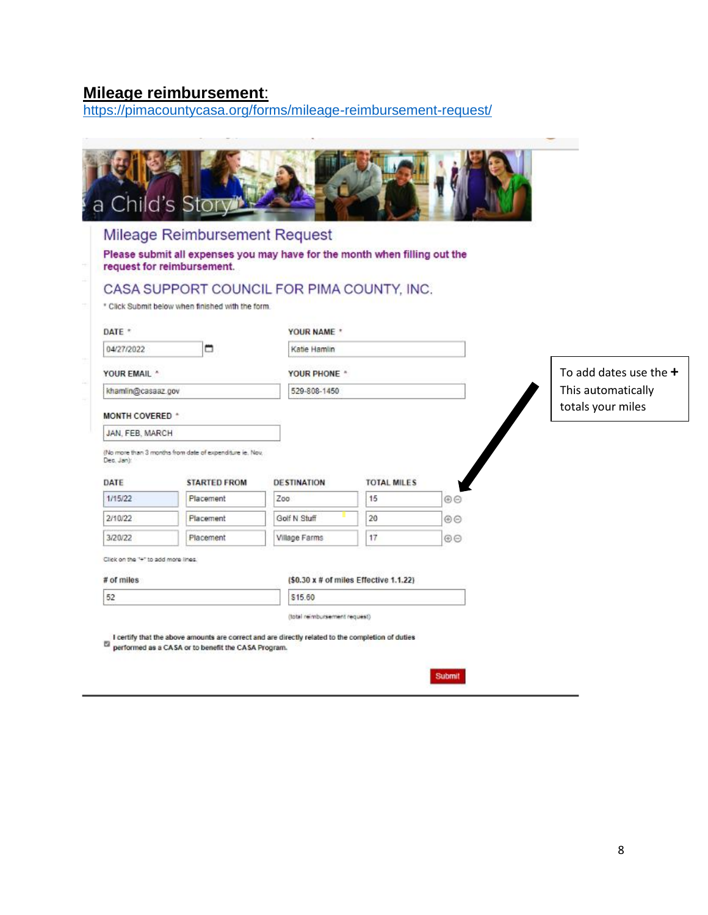## **Mileage reimbursement**:

https://pimacountycasa.org/forms/mileage-reimbursement-request/

a Child's Story

### Mileage Reimbursement Request

**Please submit all expenses you may have for the month when filling out the request for reimbursement.**

CASA SUPPORT COUNCIL FOR PIMA COUNTY, INC.

* Click Submit below when finished with the form.

DATE *
04/27/2022

YOUR NAME *
Katie Hamlin

YOUR EMAIL *
khamlin@casaaz.gov

YOUR PHONE *
529-808-1450

MONTH COVERED *
JAN, FEB, MARCH

(No more than 3 months from date of expenditure ie. Nov, Dec, Jan)

| DATE | STARTED FROM | DESTINATION | TOTAL MILES |
|---|---|---|---|
| 1/15/22 | Placement | Zoo | 15 |
| 2/10/22 | Placement | Golf N Stuff | 20 |
| 3/20/22 | Placement | Village Farms | 17 |

Click on the "+" to add more lines.

# of miles
52

($0.30 x # of miles Effective 1.1.22)
$15.60

(total reimbursement request)

I certify that the above amounts are correct and are directly related to the completion of duties performed as a CASA or to benefit the CASA Program.

Submit

To add dates use the **+**
This automatically totals your miles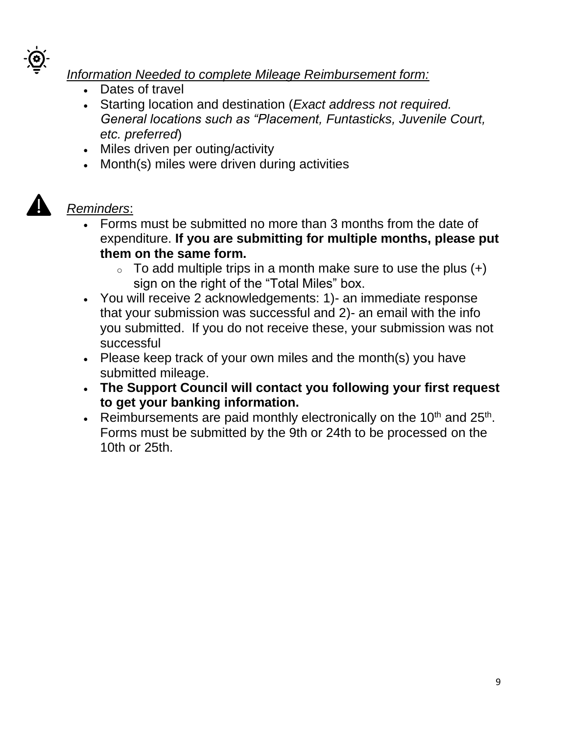*Information Needed to complete Mileage Reimbursement form:*

- Dates of travel
- Starting location and destination (*Exact address not required. General locations such as "Placement, Funtasticks, Juvenile Court, etc. preferred*)
- Miles driven per outing/activity
- Month(s) miles were driven during activities

*Reminders*:

- Forms must be submitted no more than 3 months from the date of expenditure. **If you are submitting for multiple months, please put them on the same form.**
  - To add multiple trips in a month make sure to use the plus (+) sign on the right of the "Total Miles" box.
- You will receive 2 acknowledgements: 1)- an immediate response that your submission was successful and 2)- an email with the info you submitted. If you do not receive these, your submission was not successful
- Please keep track of your own miles and the month(s) you have submitted mileage.
- **The Support Council will contact you following your first request to get your banking information.**
- Reimbursements are paid monthly electronically on the 10th and 25th. Forms must be submitted by the 9th or 24th to be processed on the 10th or 25th.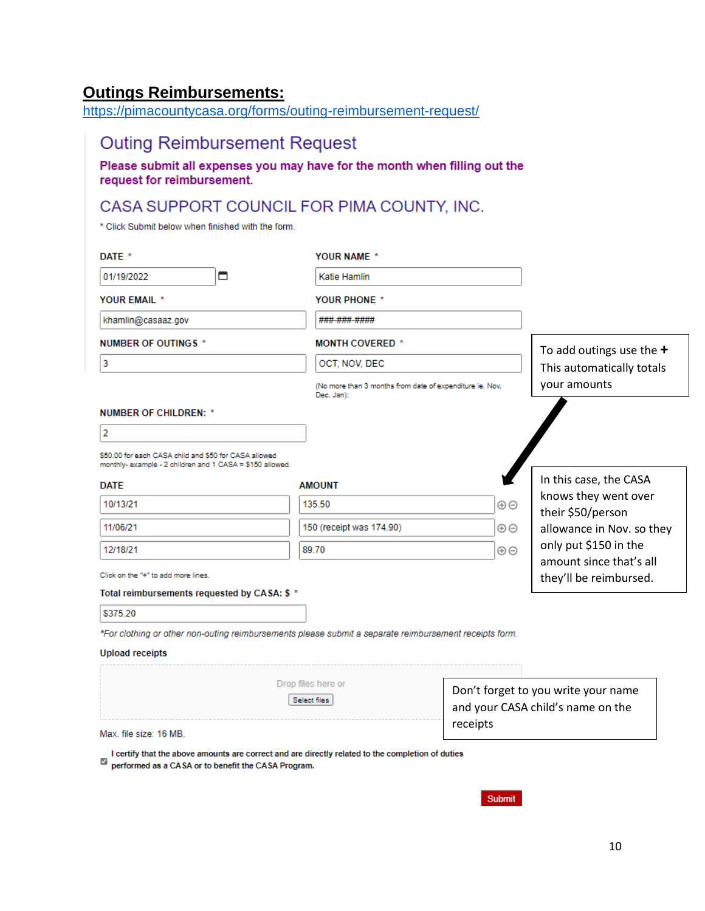## Outings Reimbursements:

https://pimacountycasa.org/forms/outing-reimbursement-request/

### Outing Reimbursement Request

**Please submit all expenses you may have for the month when filling out the request for reimbursement.**

### CASA SUPPORT COUNCIL FOR PIMA COUNTY, INC.

* Click Submit below when finished with the form.

**DATE** *
01/19/2022

**YOUR NAME** *
Katie Hamlin

**YOUR EMAIL** *
khamlin@casaaz.gov

**YOUR PHONE** *
###-###-####

**NUMBER OF OUTINGS** *
3

**MONTH COVERED** *
OCT, NOV, DEC

(No more than 3 months from date of expenditure ie. Nov, Dec, Jan):

To add outings use the **+** This automatically totals your amounts

**NUMBER OF CHILDREN:** *
2

$50.00 for each CASA child and $50 for CASA allowed monthly- example - 2 children and 1 CASA = $150 allowed.

| DATE | AMOUNT |
| --- | --- |
| 10/13/21 | 135.50 |
| 11/06/21 | 150 (receipt was 174.90) |
| 12/18/21 | 89.70 |

In this case, the CASA knows they went over their $50/person allowance in Nov. so they only put $150 in the amount since that's all they'll be reimbursed.

Click on the "+" to add more lines.

**Total reimbursements requested by CASA: $** *
$375.20

*For clothing or other non-outing reimbursements please submit a separate reimbursement receipts form.*

**Upload receipts**

Drop files here or
Select files

Max. file size: 16 MB.

Don't forget to you write your name and your CASA child's name on the receipts

☑ **I certify that the above amounts are correct and are directly related to the completion of duties performed as a CASA or to benefit the CASA Program.**

Submit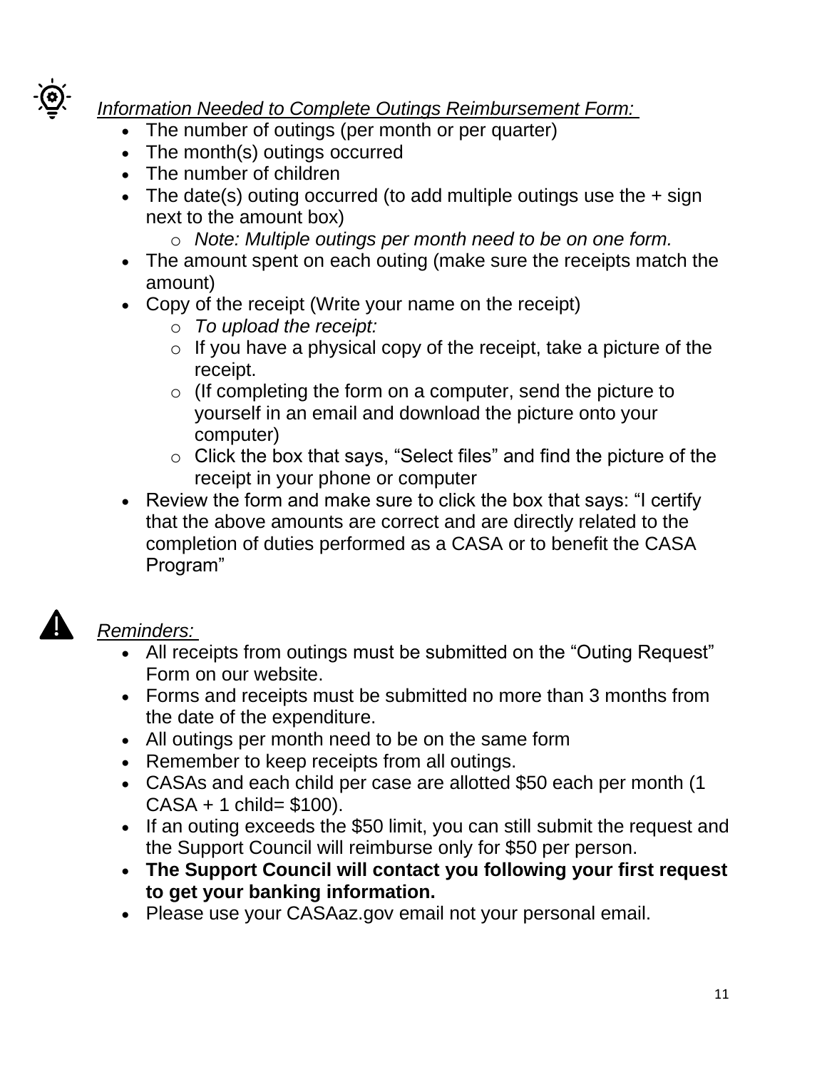*Information Needed to Complete Outings Reimbursement Form:*

- The number of outings (per month or per quarter)
- The month(s) outings occurred
- The number of children
- The date(s) outing occurred (to add multiple outings use the + sign next to the amount box)
  - *Note: Multiple outings per month need to be on one form.*
- The amount spent on each outing (make sure the receipts match the amount)
- Copy of the receipt (Write your name on the receipt)
  - *To upload the receipt:*
  - If you have a physical copy of the receipt, take a picture of the receipt.
  - (If completing the form on a computer, send the picture to yourself in an email and download the picture onto your computer)
  - Click the box that says, “Select files” and find the picture of the receipt in your phone or computer
- Review the form and make sure to click the box that says: “I certify that the above amounts are correct and are directly related to the completion of duties performed as a CASA or to benefit the CASA Program”

*Reminders:*

- All receipts from outings must be submitted on the “Outing Request” Form on our website.
- Forms and receipts must be submitted no more than 3 months from the date of the expenditure.
- All outings per month need to be on the same form
- Remember to keep receipts from all outings.
- CASAs and each child per case are allotted $50 each per month (1 CASA + 1 child= $100).
- If an outing exceeds the $50 limit, you can still submit the request and the Support Council will reimburse only for $50 per person.
- **The Support Council will contact you following your first request to get your banking information.**
- Please use your CASAaz.gov email not your personal email.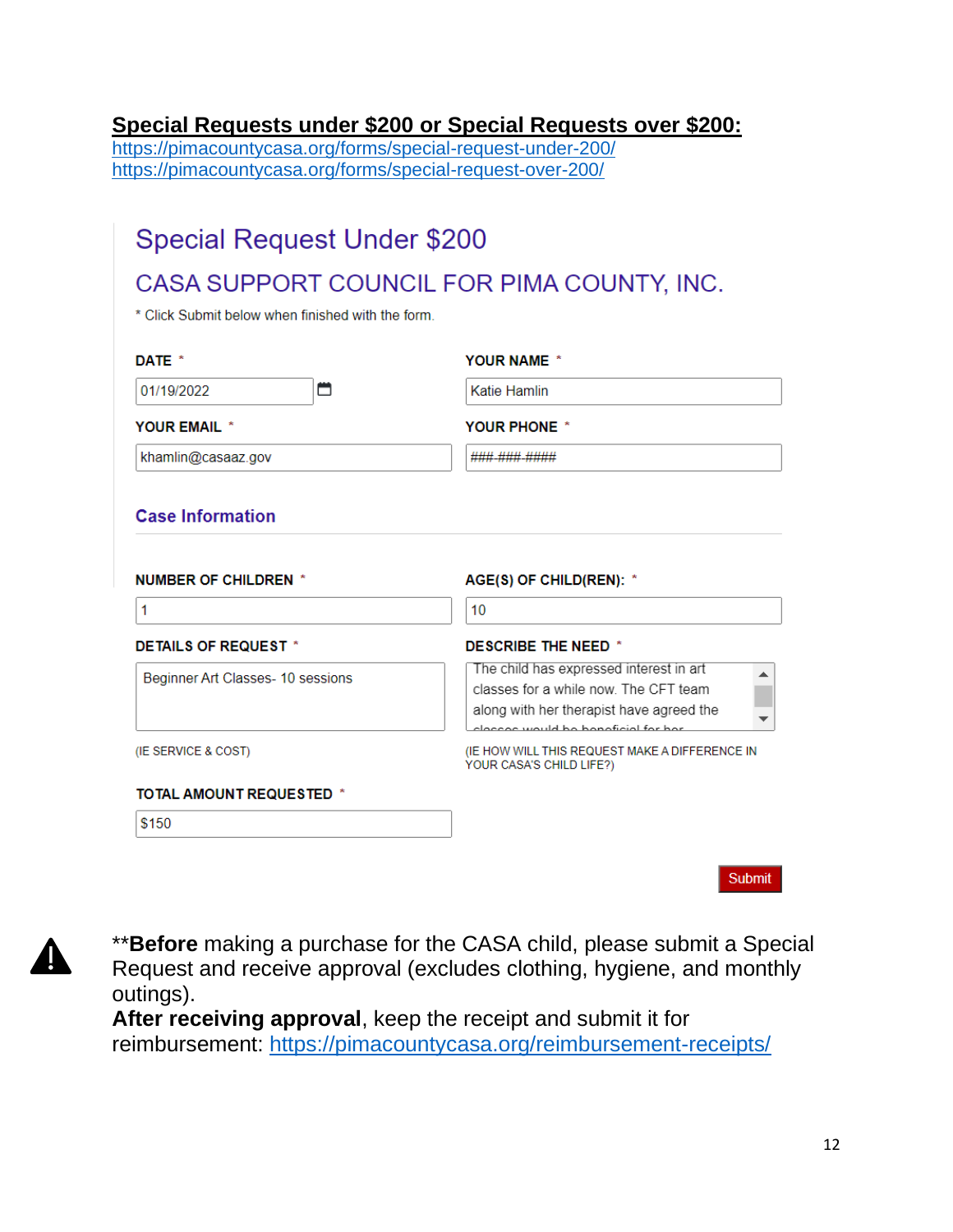**Special Requests under $200 or Special Requests over $200:**

https://pimacountycasa.org/forms/special-request-under-200/
https://pimacountycasa.org/forms/special-request-over-200/

# Special Request Under $200

## CASA SUPPORT COUNCIL FOR PIMA COUNTY, INC.

* Click Submit below when finished with the form.

**DATE** *
01/19/2022

**YOUR NAME** *
Katie Hamlin

**YOUR EMAIL** *
khamlin@casaaz.gov

**YOUR PHONE** *
###-###-####

### Case Information

**NUMBER OF CHILDREN** *
1

**AGE(S) OF CHILD(REN):** *
10

**DETAILS OF REQUEST** *
Beginner Art Classes- 10 sessions

(IE SERVICE & COST)

**DESCRIBE THE NEED** *
The child has expressed interest in art classes for a while now. The CFT team along with her therapist have agreed the classes would be beneficial for her

(IE HOW WILL THIS REQUEST MAKE A DIFFERENCE IN YOUR CASA'S CHILD LIFE?)

**TOTAL AMOUNT REQUESTED** *
$150

Submit

⚠ ****Before** making a purchase for the CASA child, please submit a Special Request and receive approval (excludes clothing, hygiene, and monthly outings).
**After receiving approval**, keep the receipt and submit it for reimbursement: https://pimacountycasa.org/reimbursement-receipts/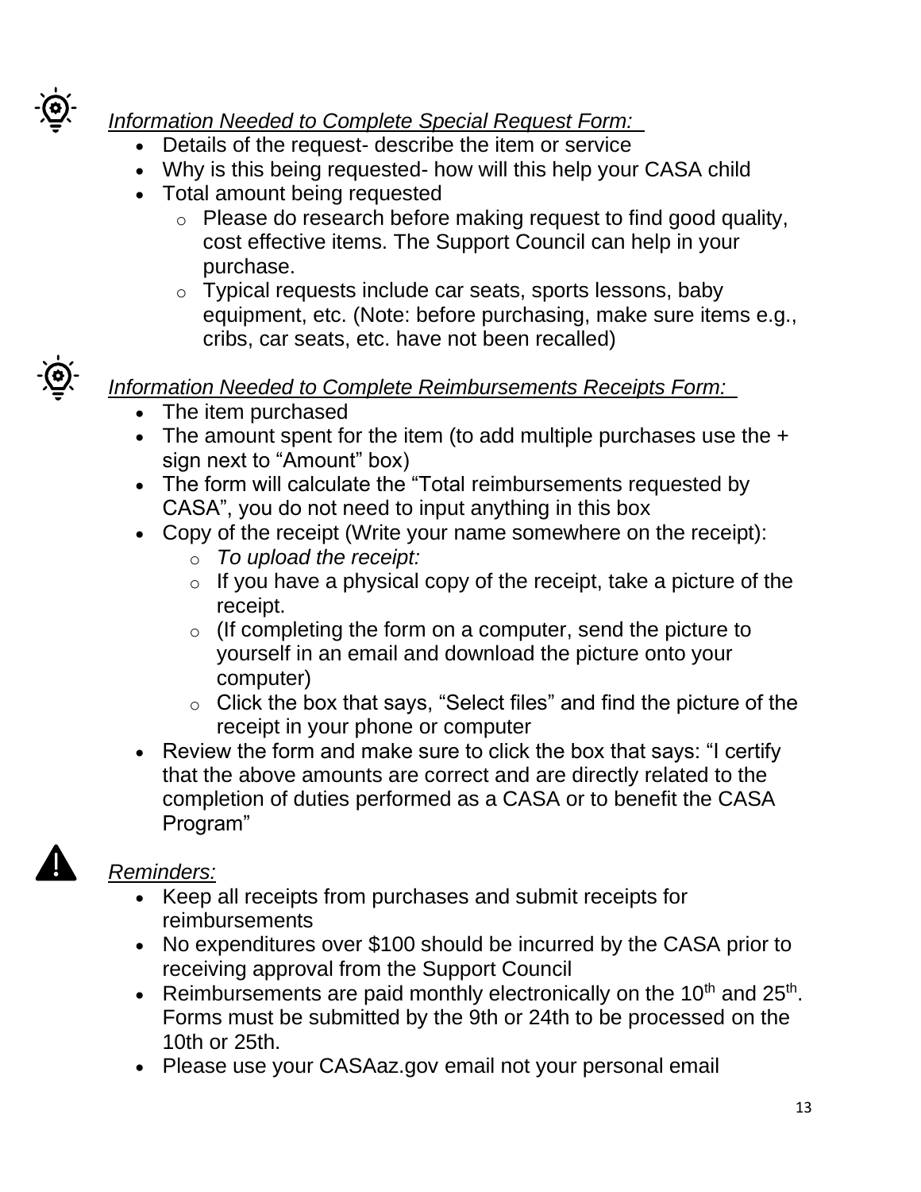*Information Needed to Complete Special Request Form:*

- Details of the request- describe the item or service
- Why is this being requested- how will this help your CASA child
- Total amount being requested
  - Please do research before making request to find good quality, cost effective items. The Support Council can help in your purchase.
  - Typical requests include car seats, sports lessons, baby equipment, etc. (Note: before purchasing, make sure items e.g., cribs, car seats, etc. have not been recalled)

*Information Needed to Complete Reimbursements Receipts Form:*

- The item purchased
- The amount spent for the item (to add multiple purchases use the + sign next to "Amount" box)
- The form will calculate the "Total reimbursements requested by CASA", you do not need to input anything in this box
- Copy of the receipt (Write your name somewhere on the receipt):
  - *To upload the receipt:*
  - If you have a physical copy of the receipt, take a picture of the receipt.
  - (If completing the form on a computer, send the picture to yourself in an email and download the picture onto your computer)
  - Click the box that says, "Select files" and find the picture of the receipt in your phone or computer
- Review the form and make sure to click the box that says: "I certify that the above amounts are correct and are directly related to the completion of duties performed as a CASA or to benefit the CASA Program"

*Reminders:*

- Keep all receipts from purchases and submit receipts for reimbursements
- No expenditures over $100 should be incurred by the CASA prior to receiving approval from the Support Council
- Reimbursements are paid monthly electronically on the 10th and 25th. Forms must be submitted by the 9th or 24th to be processed on the 10th or 25th.
- Please use your CASAaz.gov email not your personal email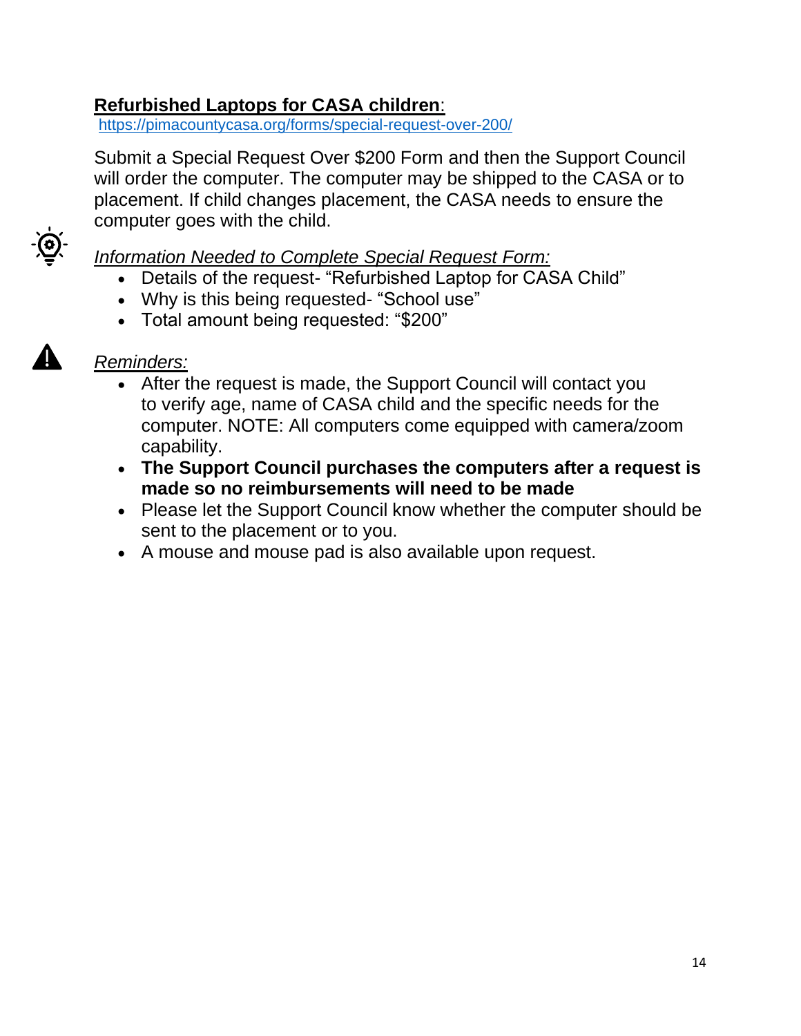**Refurbished Laptops for CASA children**:

https://pimacountycasa.org/forms/special-request-over-200/

Submit a Special Request Over $200 Form and then the Support Council will order the computer. The computer may be shipped to the CASA or to placement. If child changes placement, the CASA needs to ensure the computer goes with the child.

*Information Needed to Complete Special Request Form:*

- Details of the request- “Refurbished Laptop for CASA Child”
- Why is this being requested- “School use”
- Total amount being requested: “$200”

*Reminders:*

- After the request is made, the Support Council will contact you to verify age, name of CASA child and the specific needs for the computer. NOTE: All computers come equipped with camera/zoom capability.
- **The Support Council purchases the computers after a request is made so no reimbursements will need to be made**
- Please let the Support Council know whether the computer should be sent to the placement or to you.
- A mouse and mouse pad is also available upon request.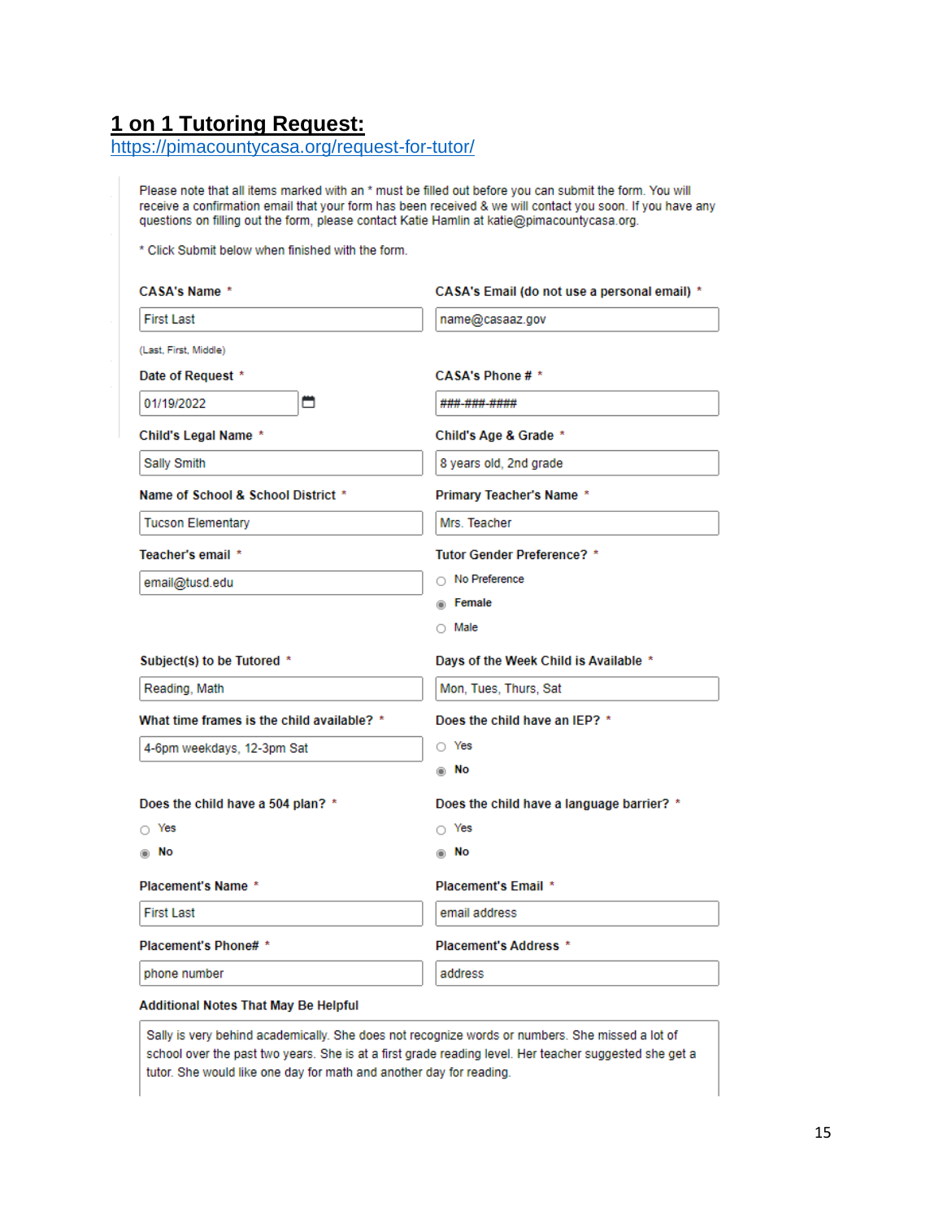## 1 on 1 Tutoring Request:

https://pimacountycasa.org/request-for-tutor/

Please note that all items marked with an * must be filled out before you can submit the form. You will receive a confirmation email that your form has been received & we will contact you soon. If you have any questions on filling out the form, please contact Katie Hamlin at katie@pimacountycasa.org.

* Click Submit below when finished with the form.

**CASA's Name** *

First Last

(Last, First, Middle)

**CASA's Email (do not use a personal email)** *

name@casaaz.gov

**Date of Request** *

01/19/2022

**CASA's Phone #** *

###-###-####

**Child's Legal Name** *

Sally Smith

**Child's Age & Grade** *

8 years old, 2nd grade

**Name of School & School District** *

Tucson Elementary

**Primary Teacher's Name** *

Mrs. Teacher

**Teacher's email** *

email@tusd.edu

**Tutor Gender Preference?** *

- ○ No Preference
- ◉ **Female**
- ○ Male

**Subject(s) to be Tutored** *

Reading, Math

**Days of the Week Child is Available** *

Mon, Tues, Thurs, Sat

**What time frames is the child available?** *

4-6pm weekdays, 12-3pm Sat

**Does the child have an IEP?** *

- ○ Yes
- ◉ **No**

**Does the child have a 504 plan?** *

- ○ Yes
- ◉ **No**

**Does the child have a language barrier?** *

- ○ Yes
- ◉ **No**

**Placement's Name** *

First Last

**Placement's Email** *

email address

**Placement's Phone#** *

phone number

**Placement's Address** *

address

**Additional Notes That May Be Helpful**

Sally is very behind academically. She does not recognize words or numbers. She missed a lot of school over the past two years. She is at a first grade reading level. Her teacher suggested she get a tutor. She would like one day for math and another day for reading.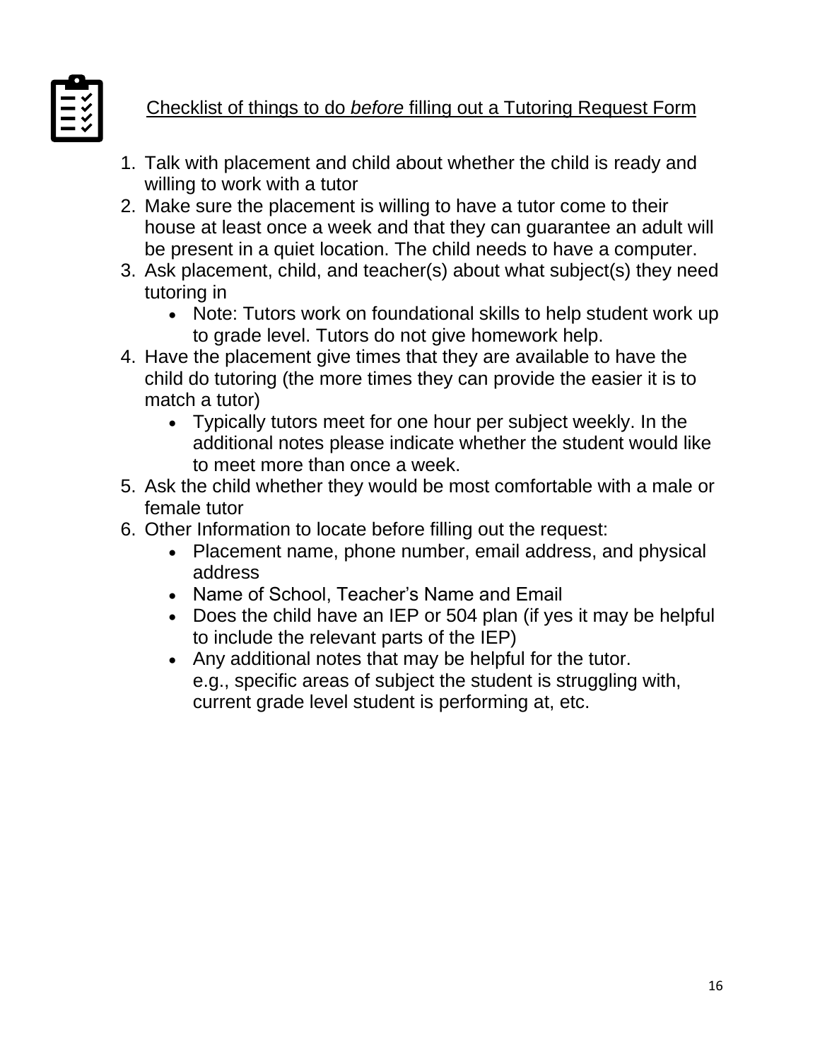## Checklist of things to do *before* filling out a Tutoring Request Form

1. Talk with placement and child about whether the child is ready and willing to work with a tutor
2. Make sure the placement is willing to have a tutor come to their house at least once a week and that they can guarantee an adult will be present in a quiet location. The child needs to have a computer.
3. Ask placement, child, and teacher(s) about what subject(s) they need tutoring in
   - Note: Tutors work on foundational skills to help student work up to grade level. Tutors do not give homework help.
4. Have the placement give times that they are available to have the child do tutoring (the more times they can provide the easier it is to match a tutor)
   - Typically tutors meet for one hour per subject weekly. In the additional notes please indicate whether the student would like to meet more than once a week.
5. Ask the child whether they would be most comfortable with a male or female tutor
6. Other Information to locate before filling out the request:
   - Placement name, phone number, email address, and physical address
   - Name of School, Teacher's Name and Email
   - Does the child have an IEP or 504 plan (if yes it may be helpful to include the relevant parts of the IEP)
   - Any additional notes that may be helpful for the tutor. e.g., specific areas of subject the student is struggling with, current grade level student is performing at, etc.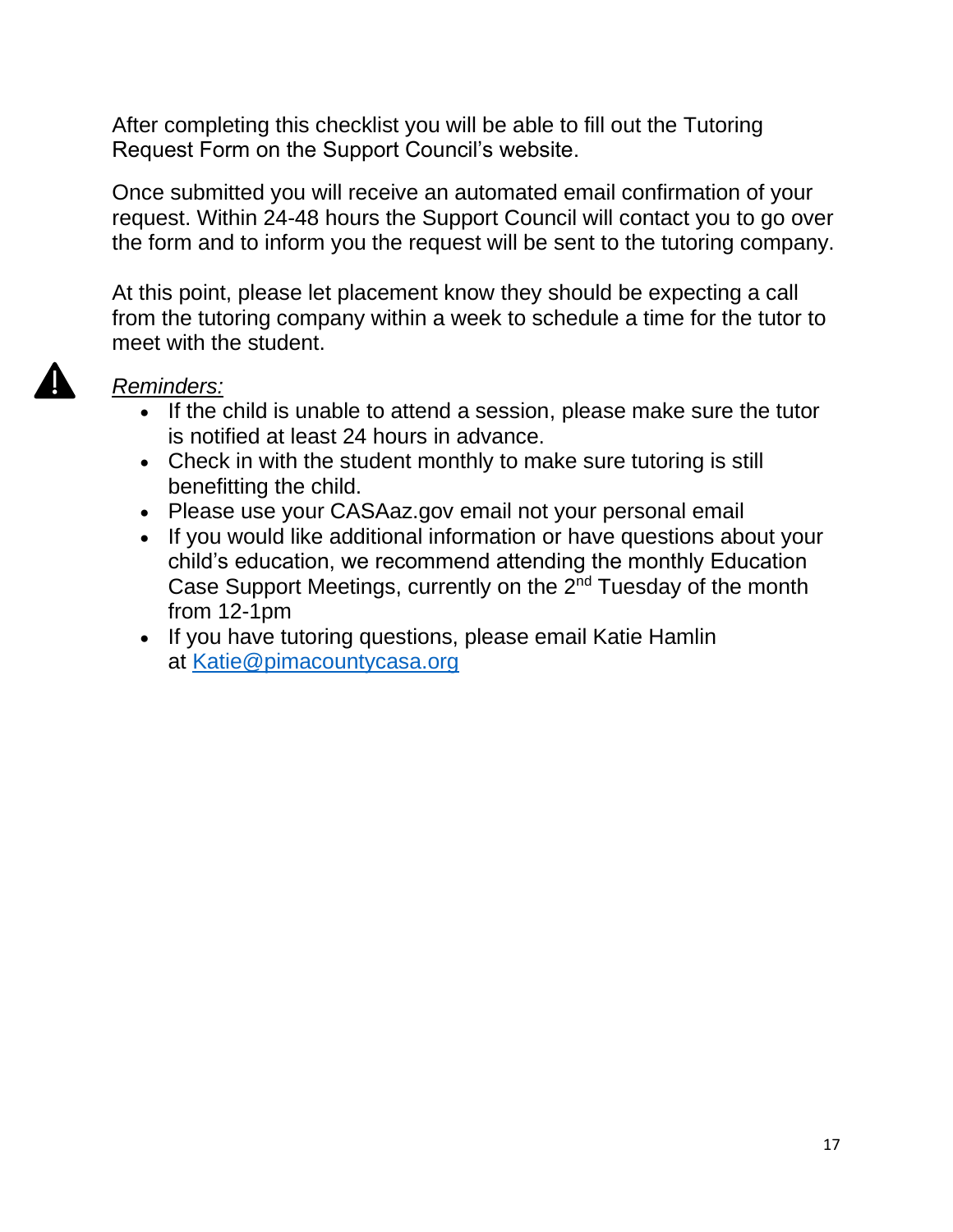After completing this checklist you will be able to fill out the Tutoring Request Form on the Support Council's website.

Once submitted you will receive an automated email confirmation of your request. Within 24-48 hours the Support Council will contact you to go over the form and to inform you the request will be sent to the tutoring company.

At this point, please let placement know they should be expecting a call from the tutoring company within a week to schedule a time for the tutor to meet with the student.

⚠ *Reminders:*

- If the child is unable to attend a session, please make sure the tutor is notified at least 24 hours in advance.
- Check in with the student monthly to make sure tutoring is still benefitting the child.
- Please use your CASAaz.gov email not your personal email
- If you would like additional information or have questions about your child's education, we recommend attending the monthly Education Case Support Meetings, currently on the 2nd Tuesday of the month from 12-1pm
- If you have tutoring questions, please email Katie Hamlin at [Katie@pimacountycasa.org](mailto:Katie@pimacountycasa.org)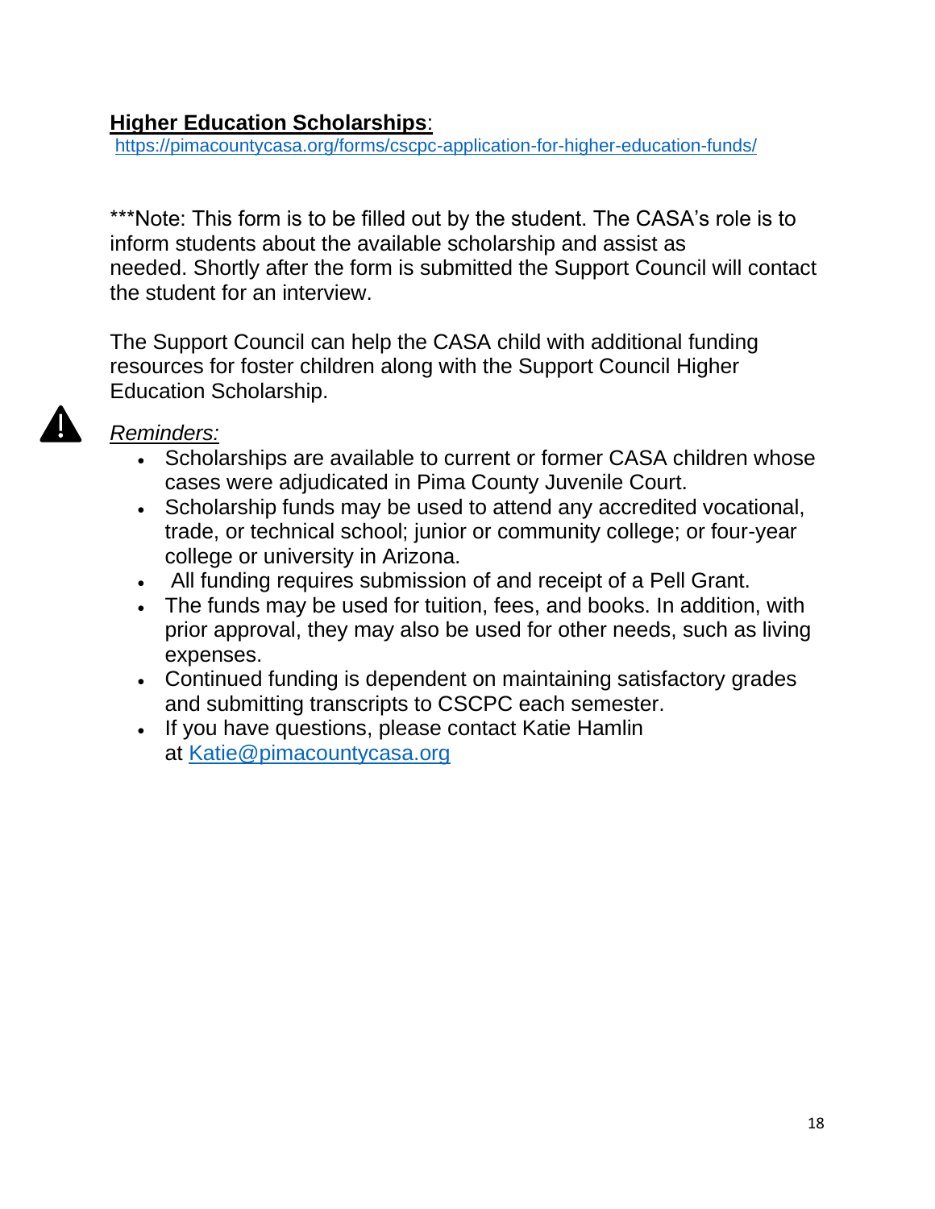**Higher Education Scholarships**:

https://pimacountycasa.org/forms/cscpc-application-for-higher-education-funds/

***Note: This form is to be filled out by the student. The CASA's role is to inform students about the available scholarship and assist as needed. Shortly after the form is submitted the Support Council will contact the student for an interview.

The Support Council can help the CASA child with additional funding resources for foster children along with the Support Council Higher Education Scholarship.

*Reminders:*

- Scholarships are available to current or former CASA children whose cases were adjudicated in Pima County Juvenile Court.
- Scholarship funds may be used to attend any accredited vocational, trade, or technical school; junior or community college; or four-year college or university in Arizona.
- All funding requires submission of and receipt of a Pell Grant.
- The funds may be used for tuition, fees, and books. In addition, with prior approval, they may also be used for other needs, such as living expenses.
- Continued funding is dependent on maintaining satisfactory grades and submitting transcripts to CSCPC each semester.
- If you have questions, please contact Katie Hamlin at Katie@pimacountycasa.org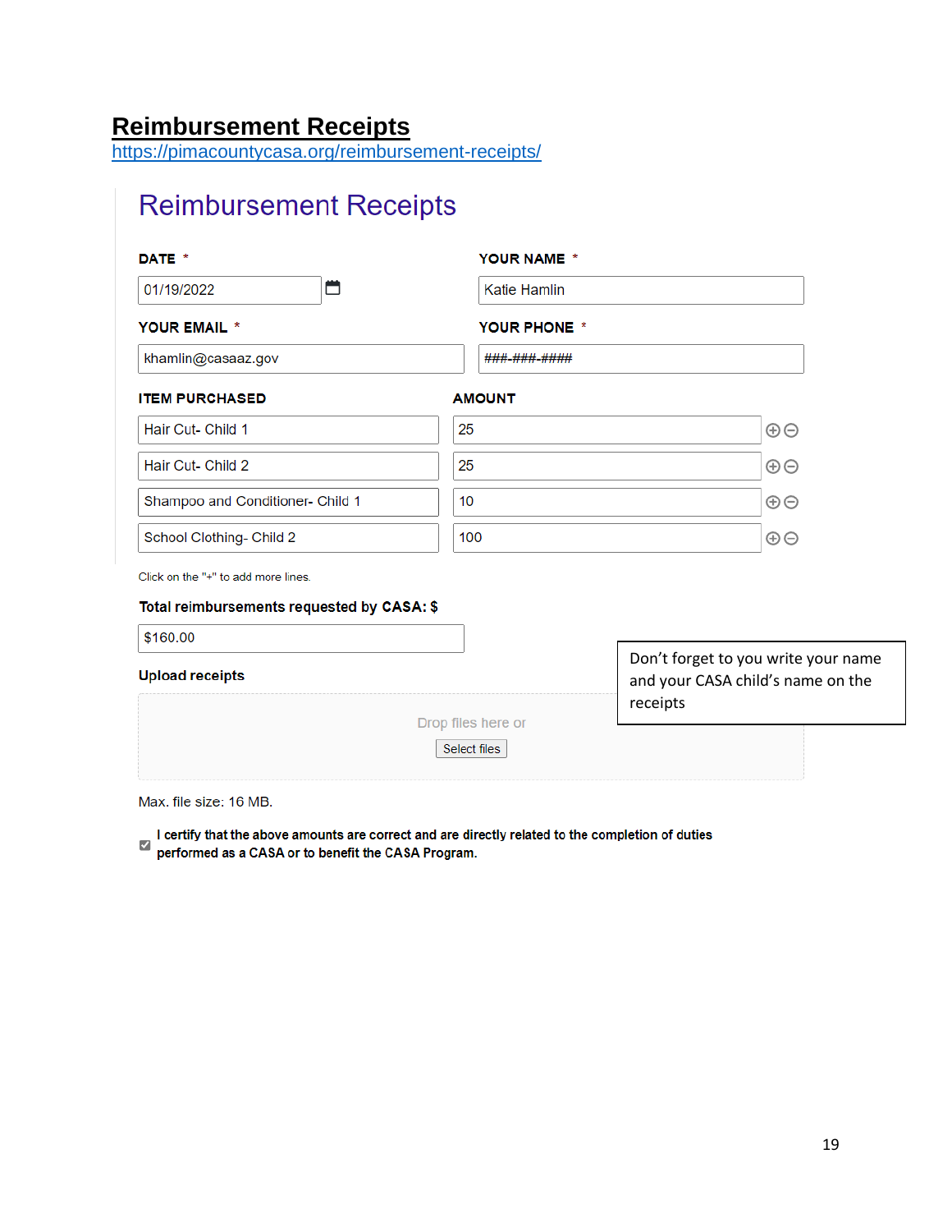## Reimbursement Receipts

https://pimacountycasa.org/reimbursement-receipts/

# Reimbursement Receipts

**DATE** *

01/19/2022

**YOUR NAME** *

Katie Hamlin

**YOUR EMAIL** *

khamlin@casaaz.gov

**YOUR PHONE** *

###-###-####

| ITEM PURCHASED | AMOUNT |
| --- | --- |
| Hair Cut- Child 1 | 25 |
| Hair Cut- Child 2 | 25 |
| Shampoo and Conditioner- Child 1 | 10 |
| School Clothing- Child 2 | 100 |

Click on the "+" to add more lines.

**Total reimbursements requested by CASA: $**

$160.00

**Upload receipts**

Drop files here or

Select files

Max. file size: 16 MB.

Don't forget to you write your name and your CASA child's name on the receipts

☑ **I certify that the above amounts are correct and are directly related to the completion of duties performed as a CASA or to benefit the CASA Program.**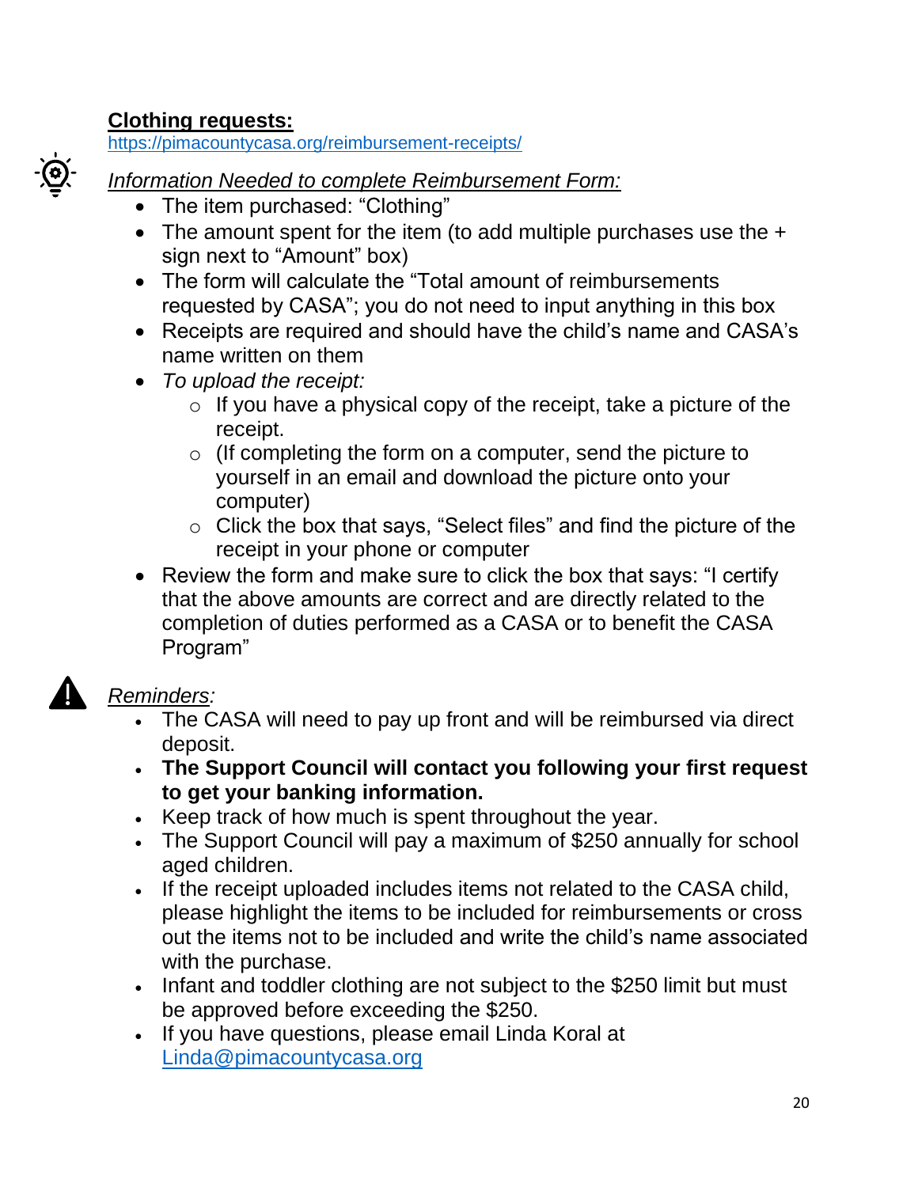**Clothing requests:**

https://pimacountycasa.org/reimbursement-receipts/

*Information Needed to complete Reimbursement Form:*

- The item purchased: "Clothing"
- The amount spent for the item (to add multiple purchases use the + sign next to "Amount" box)
- The form will calculate the "Total amount of reimbursements requested by CASA"; you do not need to input anything in this box
- Receipts are required and should have the child's name and CASA's name written on them
- *To upload the receipt:*
  - If you have a physical copy of the receipt, take a picture of the receipt.
  - (If completing the form on a computer, send the picture to yourself in an email and download the picture onto your computer)
  - Click the box that says, "Select files" and find the picture of the receipt in your phone or computer
- Review the form and make sure to click the box that says: "I certify that the above amounts are correct and are directly related to the completion of duties performed as a CASA or to benefit the CASA Program"

*Reminders:*

- The CASA will need to pay up front and will be reimbursed via direct deposit.
- **The Support Council will contact you following your first request to get your banking information.**
- Keep track of how much is spent throughout the year.
- The Support Council will pay a maximum of $250 annually for school aged children.
- If the receipt uploaded includes items not related to the CASA child, please highlight the items to be included for reimbursements or cross out the items not to be included and write the child's name associated with the purchase.
- Infant and toddler clothing are not subject to the $250 limit but must be approved before exceeding the $250.
- If you have questions, please email Linda Koral at Linda@pimacountycasa.org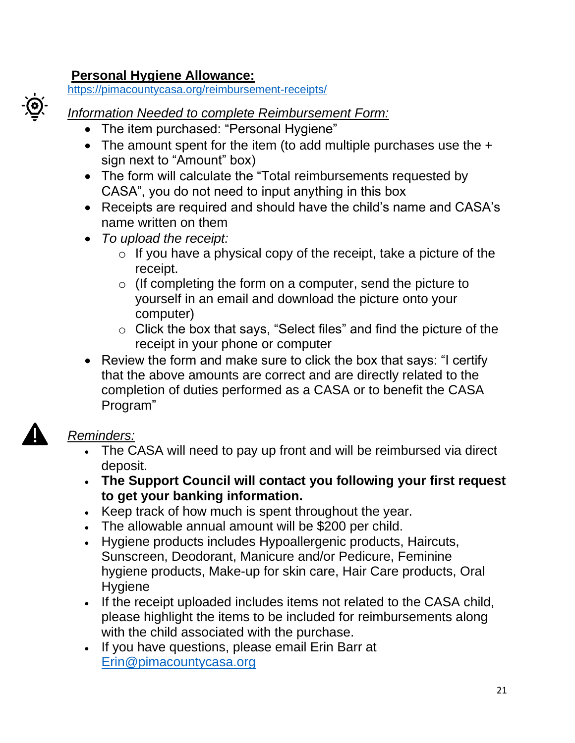## **Personal Hygiene Allowance:**

https://pimacountycasa.org/reimbursement-receipts/

*Information Needed to complete Reimbursement Form:*

- The item purchased: "Personal Hygiene"
- The amount spent for the item (to add multiple purchases use the + sign next to "Amount" box)
- The form will calculate the "Total reimbursements requested by CASA", you do not need to input anything in this box
- Receipts are required and should have the child's name and CASA's name written on them
- *To upload the receipt:*
  - If you have a physical copy of the receipt, take a picture of the receipt.
  - (If completing the form on a computer, send the picture to yourself in an email and download the picture onto your computer)
  - Click the box that says, "Select files" and find the picture of the receipt in your phone or computer
- Review the form and make sure to click the box that says: "I certify that the above amounts are correct and are directly related to the completion of duties performed as a CASA or to benefit the CASA Program"

*Reminders:*

- The CASA will need to pay up front and will be reimbursed via direct deposit.
- **The Support Council will contact you following your first request to get your banking information.**
- Keep track of how much is spent throughout the year.
- The allowable annual amount will be $200 per child.
- Hygiene products includes Hypoallergenic products, Haircuts, Sunscreen, Deodorant, Manicure and/or Pedicure, Feminine hygiene products, Make-up for skin care, Hair Care products, Oral Hygiene
- If the receipt uploaded includes items not related to the CASA child, please highlight the items to be included for reimbursements along with the child associated with the purchase.
- If you have questions, please email Erin Barr at Erin@pimacountycasa.org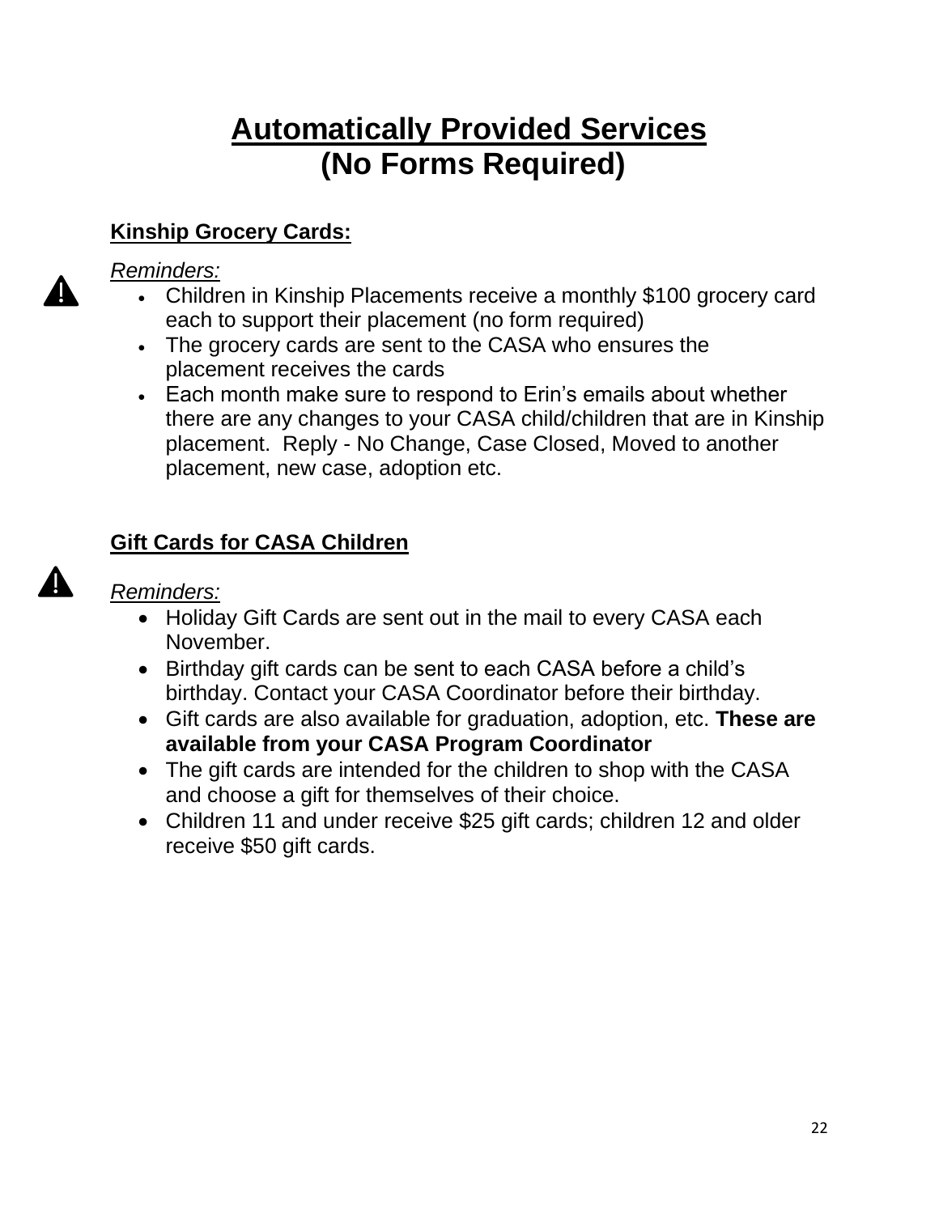# **Automatically Provided Services (No Forms Required)**

## Kinship Grocery Cards:

*Reminders:*

- Children in Kinship Placements receive a monthly $100 grocery card each to support their placement (no form required)
- The grocery cards are sent to the CASA who ensures the placement receives the cards
- Each month make sure to respond to Erin's emails about whether there are any changes to your CASA child/children that are in Kinship placement. Reply - No Change, Case Closed, Moved to another placement, new case, adoption etc.

## Gift Cards for CASA Children

*Reminders:*

- Holiday Gift Cards are sent out in the mail to every CASA each November.
- Birthday gift cards can be sent to each CASA before a child's birthday. Contact your CASA Coordinator before their birthday.
- Gift cards are also available for graduation, adoption, etc. **These are available from your CASA Program Coordinator**
- The gift cards are intended for the children to shop with the CASA and choose a gift for themselves of their choice.
- Children 11 and under receive $25 gift cards; children 12 and older receive $50 gift cards.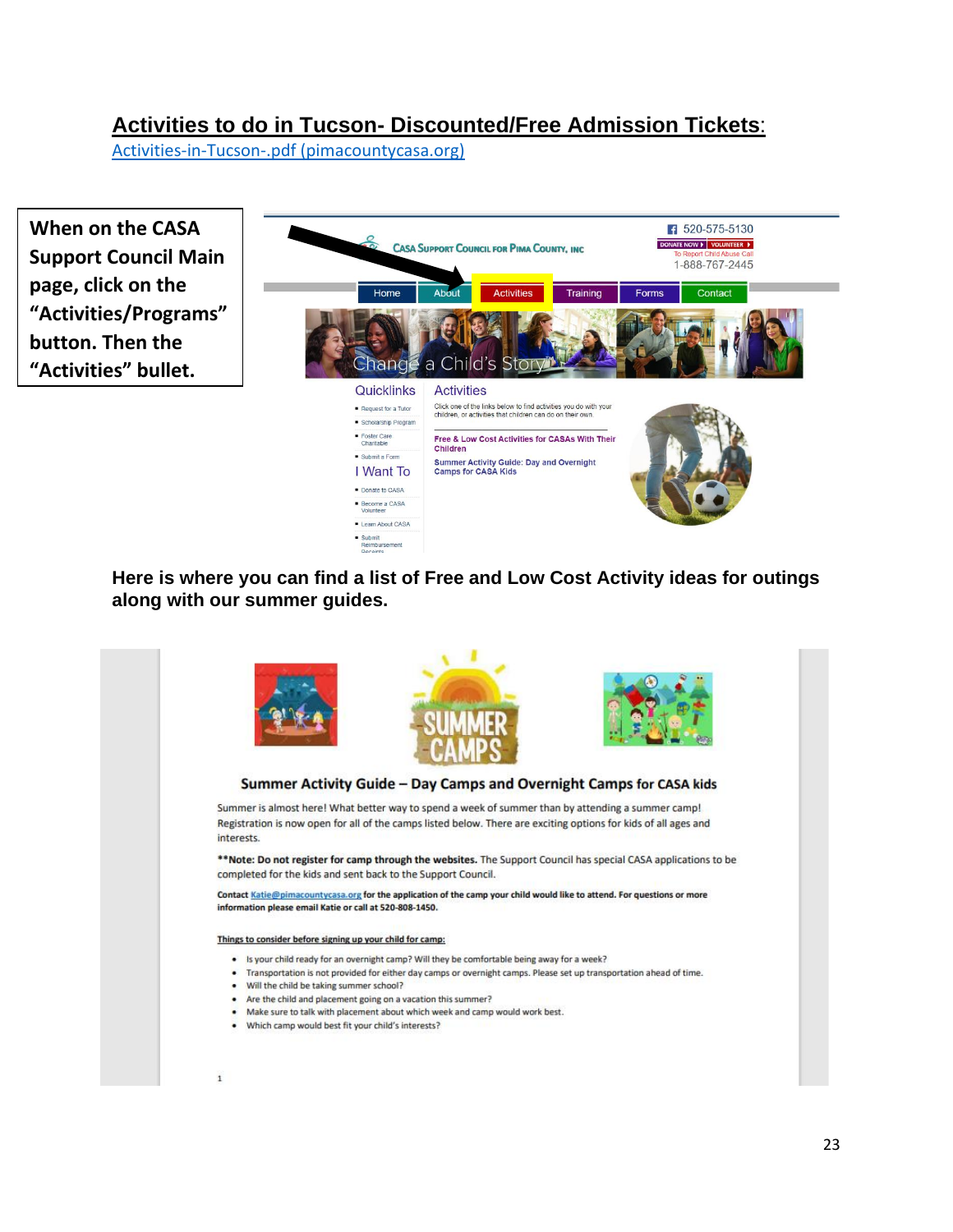## **Activities to do in Tucson- Discounted/Free Admission Tickets**:

[Activities-in-Tucson-.pdf (pimacountycasa.org)](Activities-in-Tucson-.pdf)

**When on the CASA Support Council Main page, click on the "Activities/Programs" button. Then the "Activities" bullet.**

**Here is where you can find a list of Free and Low Cost Activity ideas for outings along with our summer guides.**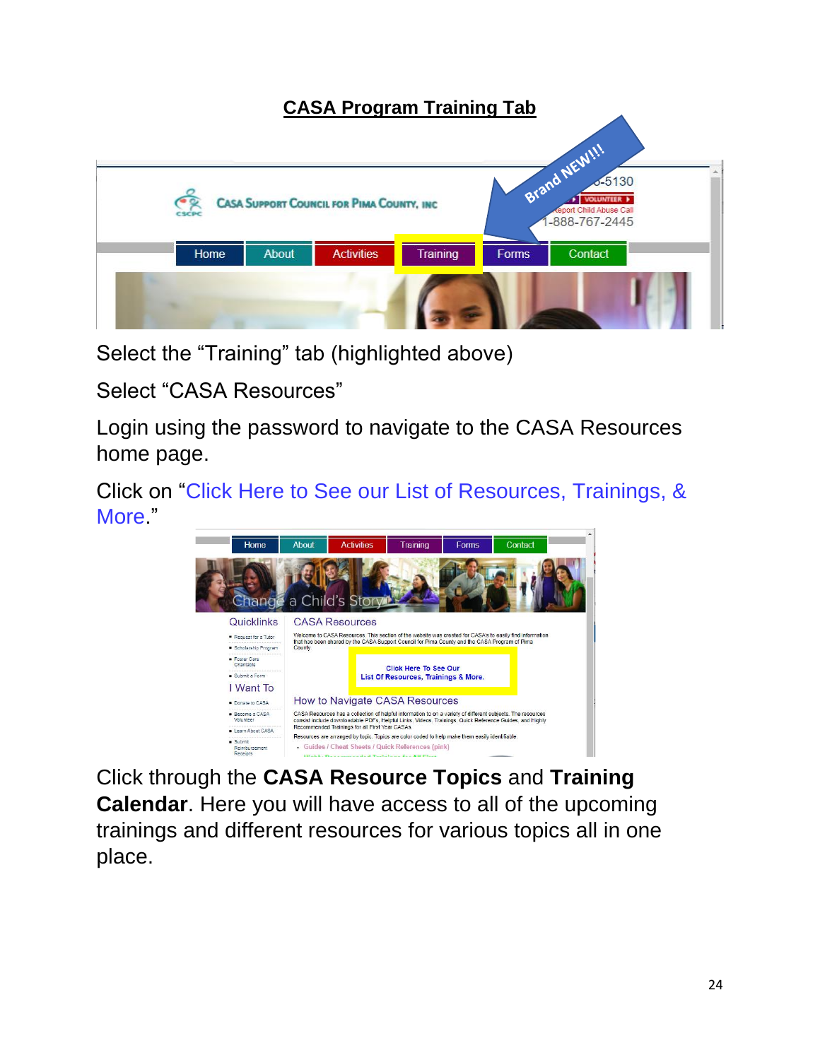## CASA Program Training Tab

Select the “Training” tab (highlighted above)

Select “CASA Resources”

Login using the password to navigate to the CASA Resources home page.

Click on “Click Here to See our List of Resources, Trainings, & More.”

Click through the **CASA Resource Topics** and **Training Calendar**. Here you will have access to all of the upcoming trainings and different resources for various topics all in one place.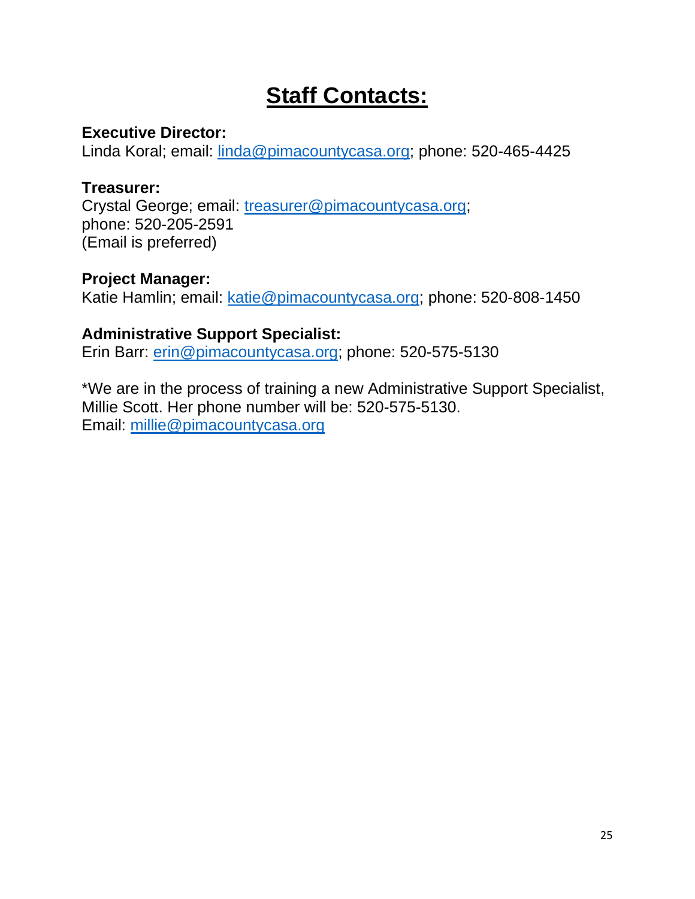# Staff Contacts:

**Executive Director:**
Linda Koral; email: linda@pimacountycasa.org; phone: 520-465-4425

**Treasurer:**
Crystal George; email: treasurer@pimacountycasa.org;
phone: 520-205-2591
(Email is preferred)

**Project Manager:**
Katie Hamlin; email: katie@pimacountycasa.org; phone: 520-808-1450

**Administrative Support Specialist:**
Erin Barr: erin@pimacountycasa.org; phone: 520-575-5130

*We are in the process of training a new Administrative Support Specialist, Millie Scott. Her phone number will be: 520-575-5130.
Email: millie@pimacountycasa.org